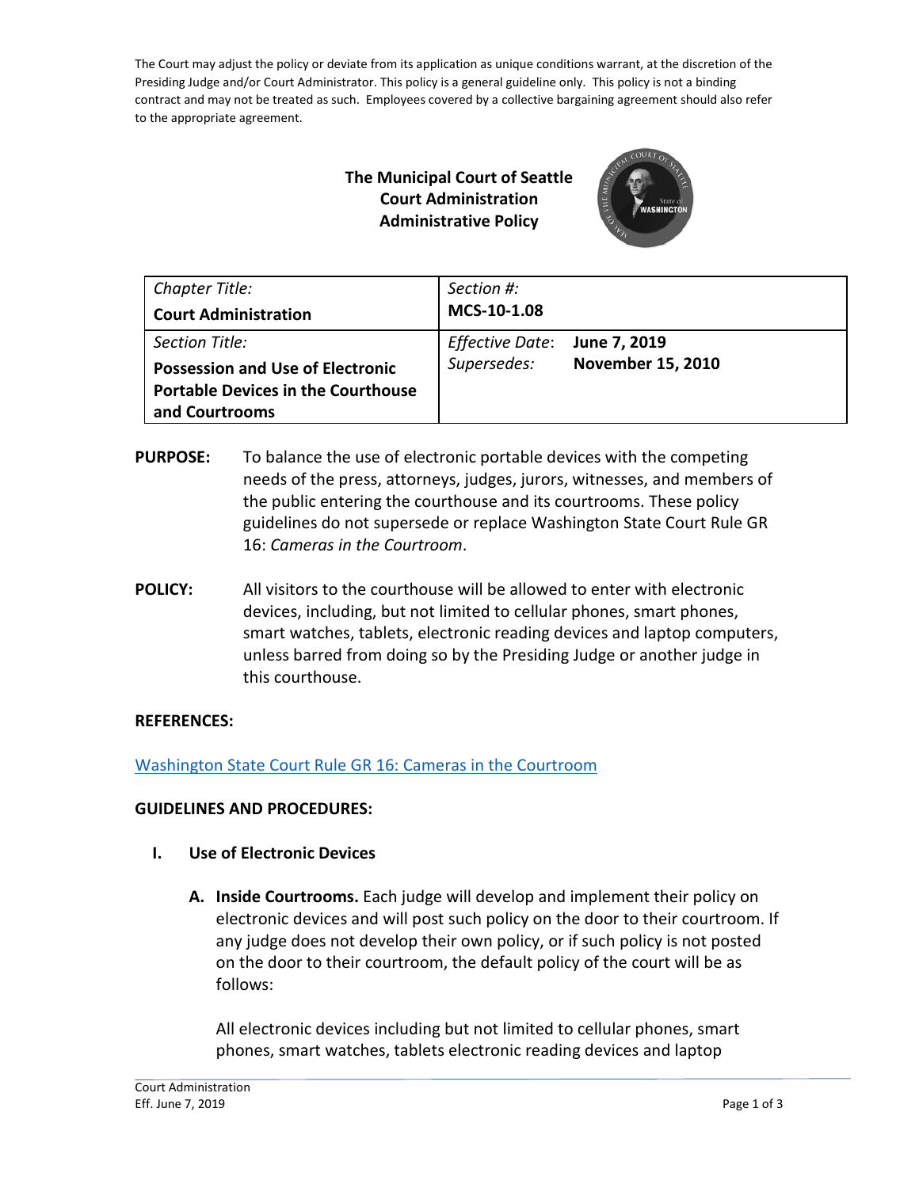The Court may adjust the policy or deviate from its application as unique conditions warrant, at the discretion of the Presiding Judge and/or Court Administrator. This policy is a general guideline only. This policy is not a binding contract and may not be treated as such. Employees covered by a collective bargaining agreement should also refer to the appropriate agreement.

**The Municipal Court of Seattle**
**Court Administration**
**Administrative Policy**

| *Chapter Title:* **Court Administration** | *Section #:* **MCS-10-1.08** |
|---|---|
| *Section Title:* **Possession and Use of Electronic Portable Devices in the Courthouse and Courtrooms** | *Effective Date:* **June 7, 2019** *Supersedes:* **November 15, 2010** |

**PURPOSE:** To balance the use of electronic portable devices with the competing needs of the press, attorneys, judges, jurors, witnesses, and members of the public entering the courthouse and its courtrooms. These policy guidelines do not supersede or replace Washington State Court Rule GR 16: *Cameras in the Courtroom*.

**POLICY:** All visitors to the courthouse will be allowed to enter with electronic devices, including, but not limited to cellular phones, smart phones, smart watches, tablets, electronic reading devices and laptop computers, unless barred from doing so by the Presiding Judge or another judge in this courthouse.

**REFERENCES:**

Washington State Court Rule GR 16: Cameras in the Courtroom

**GUIDELINES AND PROCEDURES:**

**I. Use of Electronic Devices**

**A. Inside Courtrooms.** Each judge will develop and implement their policy on electronic devices and will post such policy on the door to their courtroom. If any judge does not develop their own policy, or if such policy is not posted on the door to their courtroom, the default policy of the court will be as follows:

All electronic devices including but not limited to cellular phones, smart phones, smart watches, tablets electronic reading devices and laptop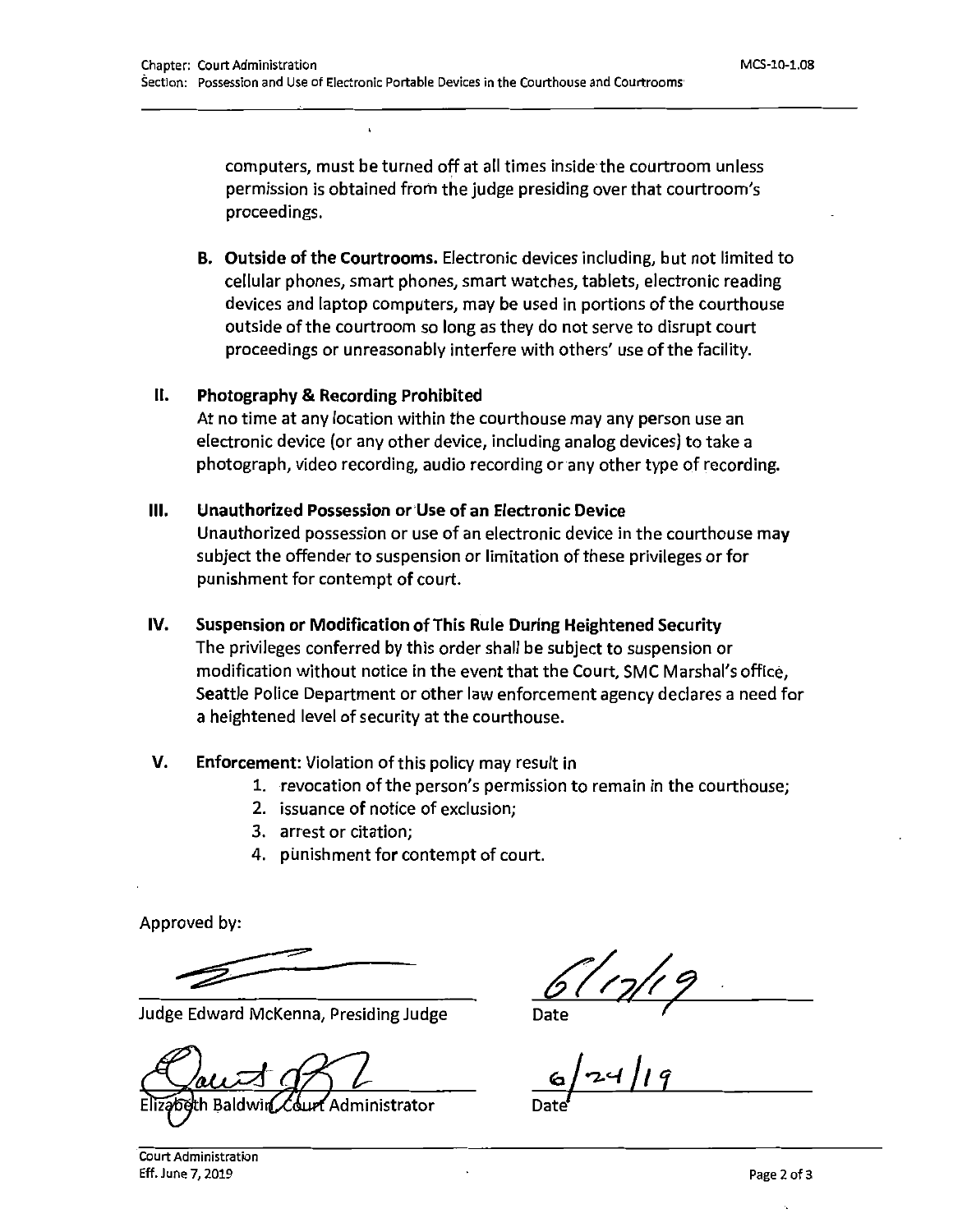computers, must be turned off at all times inside the courtroom unless permission is obtained from the judge presiding over that courtroom's proceedings.

**B. Outside of the Courtrooms.** Electronic devices including, but not limited to cellular phones, smart phones, smart watches, tablets, electronic reading devices and laptop computers, may be used in portions of the courthouse outside of the courtroom so long as they do not serve to disrupt court proceedings or unreasonably interfere with others' use of the facility.

**II. Photography & Recording Prohibited**

At no time at any location within the courthouse may any person use an electronic device (or any other device, including analog devices) to take a photograph, video recording, audio recording or any other type of recording.

**III. Unauthorized Possession or Use of an Electronic Device**

Unauthorized possession or use of an electronic device in the courthouse may subject the offender to suspension or limitation of these privileges or for punishment for contempt of court.

**IV. Suspension or Modification of This Rule During Heightened Security**

The privileges conferred by this order shall be subject to suspension or modification without notice in the event that the Court, SMC Marshal's office, Seattle Police Department or other law enforcement agency declares a need for a heightened level of security at the courthouse.

**V. Enforcement:** Violation of this policy may result in

1. revocation of the person's permission to remain in the courthouse;
2. issuance of notice of exclusion;
3. arrest or citation;
4. punishment for contempt of court.

Approved by:

Judge Edward McKenna, Presiding Judge — Date: 6/17/19

Elizabeth Baldwin, Court Administrator — Date: 6/24/19

Court Administration
Eff. June 7, 2019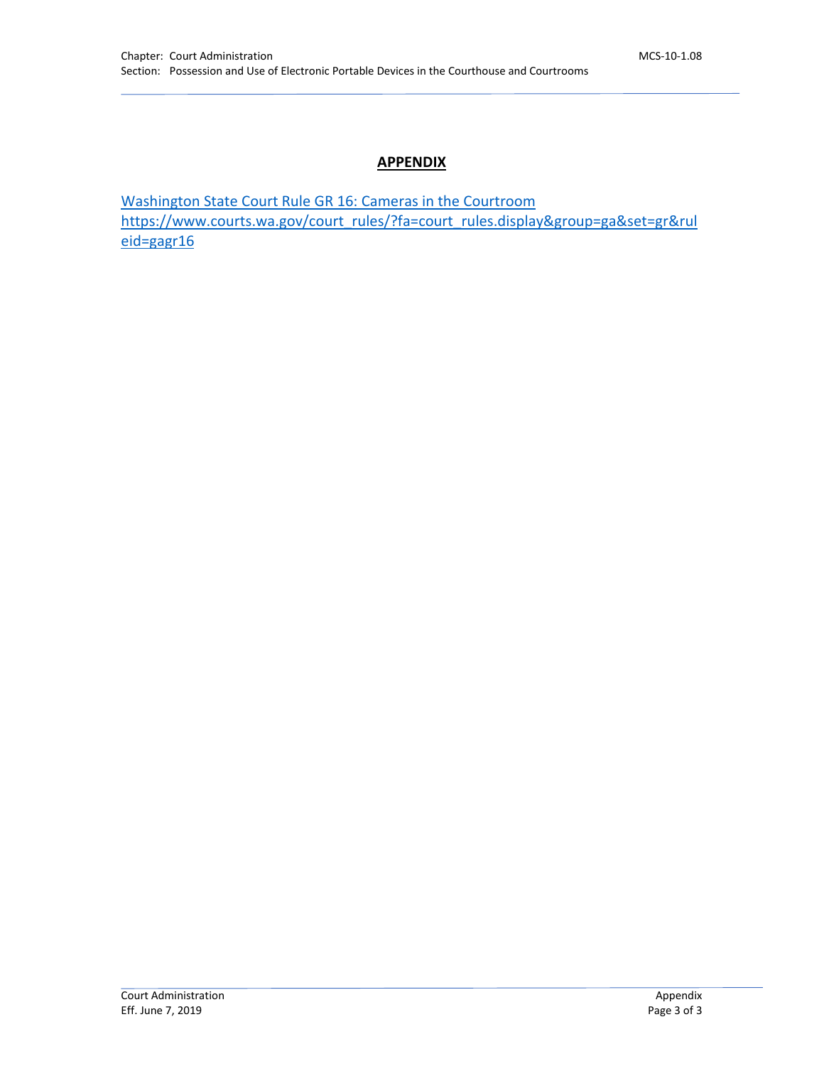## APPENDIX

[Washington State Court Rule GR 16: Cameras in the Courtroom
https://www.courts.wa.gov/court_rules/?fa=court_rules.display&group=ga&set=gr&ruleid=gagr16](https://www.courts.wa.gov/court_rules/?fa=court_rules.display&group=ga&set=gr&ruleid=gagr16)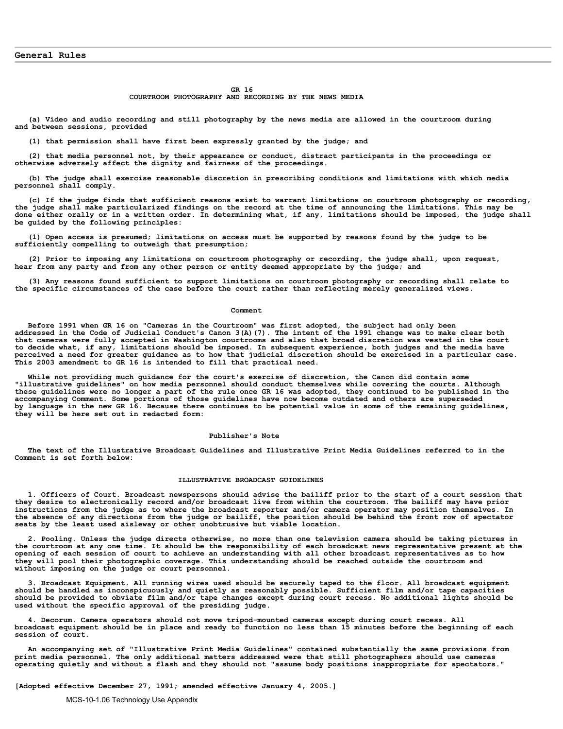## General Rules

### GR 16
### COURTROOM PHOTOGRAPHY AND RECORDING BY THE NEWS MEDIA

(a) Video and audio recording and still photography by the news media are allowed in the courtroom during and between sessions, provided

(1) that permission shall have first been expressly granted by the judge; and

(2) that media personnel not, by their appearance or conduct, distract participants in the proceedings or otherwise adversely affect the dignity and fairness of the proceedings.

(b) The judge shall exercise reasonable discretion in prescribing conditions and limitations with which media personnel shall comply.

(c) If the judge finds that sufficient reasons exist to warrant limitations on courtroom photography or recording, the judge shall make particularized findings on the record at the time of announcing the limitations. This may be done either orally or in a written order. In determining what, if any, limitations should be imposed, the judge shall be guided by the following principles:

(1) Open access is presumed; limitations on access must be supported by reasons found by the judge to be sufficiently compelling to outweigh that presumption;

(2) Prior to imposing any limitations on courtroom photography or recording, the judge shall, upon request, hear from any party and from any other person or entity deemed appropriate by the judge; and

(3) Any reasons found sufficient to support limitations on courtroom photography or recording shall relate to the specific circumstances of the case before the court rather than reflecting merely generalized views.

#### Comment

Before 1991 when GR 16 on "Cameras in the Courtroom" was first adopted, the subject had only been addressed in the Code of Judicial Conduct's Canon 3(A)(7). The intent of the 1991 change was to make clear both that cameras were fully accepted in Washington courtrooms and also that broad discretion was vested in the court to decide what, if any, limitations should be imposed. In subsequent experience, both judges and the media have perceived a need for greater guidance as to how that judicial discretion should be exercised in a particular case. This 2003 amendment to GR 16 is intended to fill that practical need.

While not providing much guidance for the court's exercise of discretion, the Canon did contain some "illustrative guidelines" on how media personnel should conduct themselves while covering the courts. Although these guidelines were no longer a part of the rule once GR 16 was adopted, they continued to be published in the accompanying Comment. Some portions of those guidelines have now become outdated and others are superseded by language in the new GR 16. Because there continues to be potential value in some of the remaining guidelines, they will be here set out in redacted form:

#### Publisher's Note

The text of the Illustrative Broadcast Guidelines and Illustrative Print Media Guidelines referred to in the Comment is set forth below:

#### ILLUSTRATIVE BROADCAST GUIDELINES

1. Officers of Court. Broadcast newspersons should advise the bailiff prior to the start of a court session that they desire to electronically record and/or broadcast live from within the courtroom. The bailiff may have prior instructions from the judge as to where the broadcast reporter and/or camera operator may position themselves. In the absence of any directions from the judge or bailiff, the position should be behind the front row of spectator seats by the least used aisleway or other unobtrusive but viable location.

2. Pooling. Unless the judge directs otherwise, no more than one television camera should be taking pictures in the courtroom at any one time. It should be the responsibility of each broadcast news representative present at the opening of each session of court to achieve an understanding with all other broadcast representatives as to how they will pool their photographic coverage. This understanding should be reached outside the courtroom and without imposing on the judge or court personnel.

3. Broadcast Equipment. All running wires used should be securely taped to the floor. All broadcast equipment should be handled as inconspicuously and quietly as reasonably possible. Sufficient film and/or tape capacities should be provided to obviate film and/or tape changes except during court recess. No additional lights should be used without the specific approval of the presiding judge.

4. Decorum. Camera operators should not move tripod-mounted cameras except during court recess. All broadcast equipment should be in place and ready to function no less than 15 minutes before the beginning of each session of court.

An accompanying set of "Illustrative Print Media Guidelines" contained substantially the same provisions from print media personnel. The only additional matters addressed were that still photographers should use cameras operating quietly and without a flash and they should not "assume body positions inappropriate for spectators."

[Adopted effective December 27, 1991; amended effective January 4, 2005.]

MCS-10-1.06 Technology Use Appendix